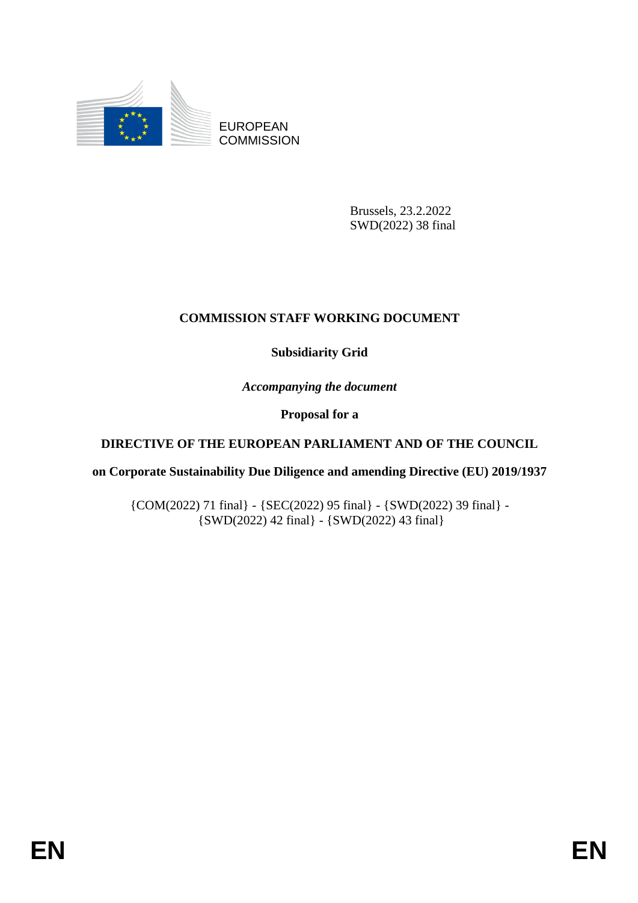EUROPEAN COMMISSION

Brussels, 23.2.2022
SWD(2022) 38 final

# COMMISSION STAFF WORKING DOCUMENT

## Subsidiarity Grid

*Accompanying the document*

**Proposal for a**

**DIRECTIVE OF THE EUROPEAN PARLIAMENT AND OF THE COUNCIL**

**on Corporate Sustainability Due Diligence and amending Directive (EU) 2019/1937**

{COM(2022) 71 final} - {SEC(2022) 95 final} - {SWD(2022) 39 final} - {SWD(2022) 42 final} - {SWD(2022) 43 final}

EN EN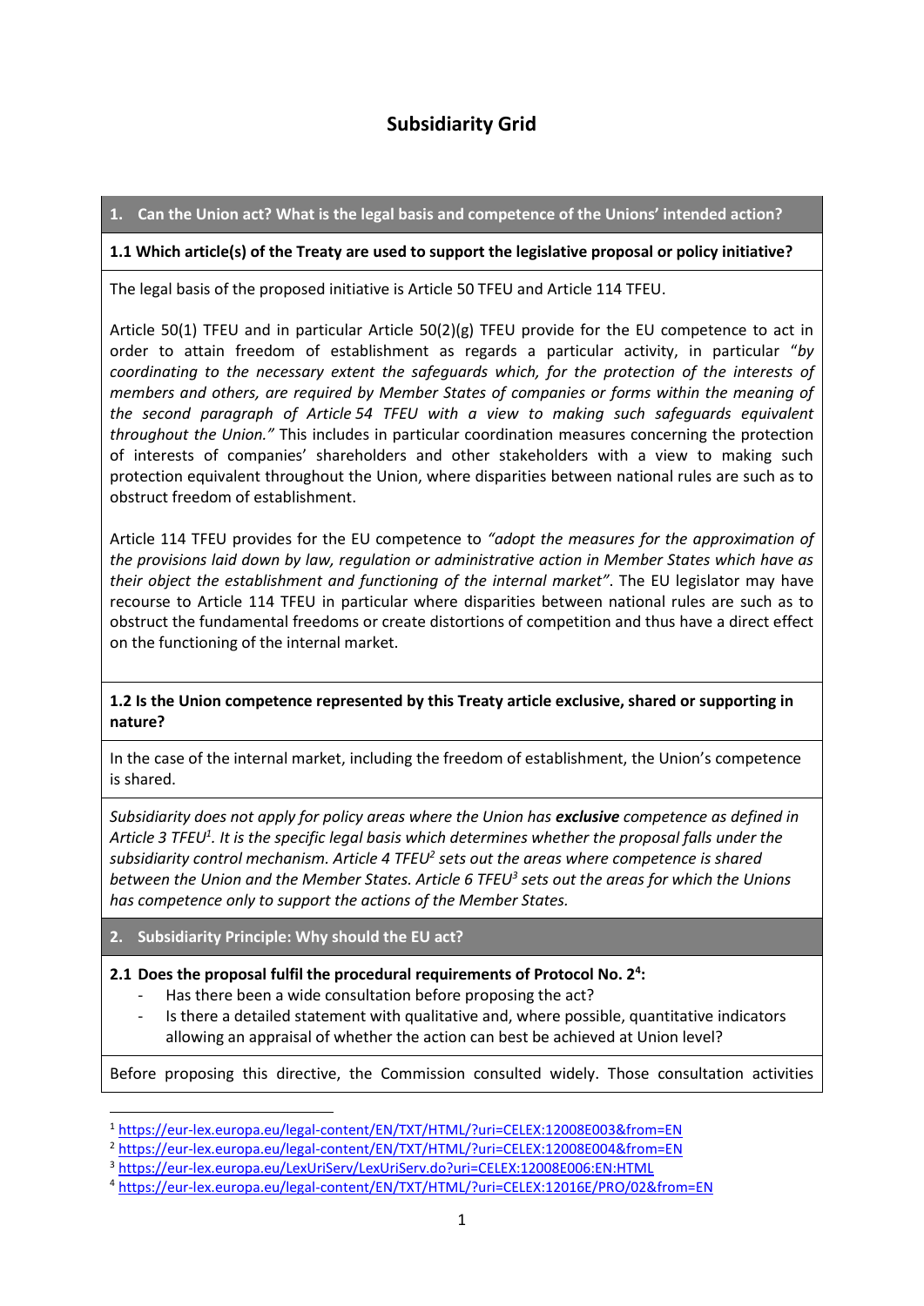# Subsidiarity Grid

## 1. Can the Union act? What is the legal basis and competence of the Unions' intended action?

**1.1 Which article(s) of the Treaty are used to support the legislative proposal or policy initiative?**

The legal basis of the proposed initiative is Article 50 TFEU and Article 114 TFEU.

Article 50(1) TFEU and in particular Article 50(2)(g) TFEU provide for the EU competence to act in order to attain freedom of establishment as regards a particular activity, in particular "*by coordinating to the necessary extent the safeguards which, for the protection of the interests of members and others, are required by Member States of companies or forms within the meaning of the second paragraph of Article 54 TFEU with a view to making such safeguards equivalent throughout the Union.*" This includes in particular coordination measures concerning the protection of interests of companies' shareholders and other stakeholders with a view to making such protection equivalent throughout the Union, where disparities between national rules are such as to obstruct freedom of establishment.

Article 114 TFEU provides for the EU competence to *"adopt the measures for the approximation of the provisions laid down by law, regulation or administrative action in Member States which have as their object the establishment and functioning of the internal market"*. The EU legislator may have recourse to Article 114 TFEU in particular where disparities between national rules are such as to obstruct the fundamental freedoms or create distortions of competition and thus have a direct effect on the functioning of the internal market.

**1.2 Is the Union competence represented by this Treaty article exclusive, shared or supporting in nature?**

In the case of the internal market, including the freedom of establishment, the Union's competence is shared.

*Subsidiarity does not apply for policy areas where the Union has* ***exclusive*** *competence as defined in Article 3 TFEU*[1]*. It is the specific legal basis which determines whether the proposal falls under the subsidiarity control mechanism. Article 4 TFEU*[2] *sets out the areas where competence is shared between the Union and the Member States. Article 6 TFEU*[3] *sets out the areas for which the Unions has competence only to support the actions of the Member States.*

## 2. Subsidiarity Principle: Why should the EU act?

**2.1 Does the proposal fulfil the procedural requirements of Protocol No. 2**[4]**:**

- Has there been a wide consultation before proposing the act?
- Is there a detailed statement with qualitative and, where possible, quantitative indicators allowing an appraisal of whether the action can best be achieved at Union level?

Before proposing this directive, the Commission consulted widely. Those consultation activities

[1] https://eur-lex.europa.eu/legal-content/EN/TXT/HTML/?uri=CELEX:12008E003&from=EN

[2] https://eur-lex.europa.eu/legal-content/EN/TXT/HTML/?uri=CELEX:12008E004&from=EN

[3] https://eur-lex.europa.eu/LexUriServ/LexUriServ.do?uri=CELEX:12008E006:EN:HTML

[4] https://eur-lex.europa.eu/legal-content/EN/TXT/HTML/?uri=CELEX:12016E/PRO/02&from=EN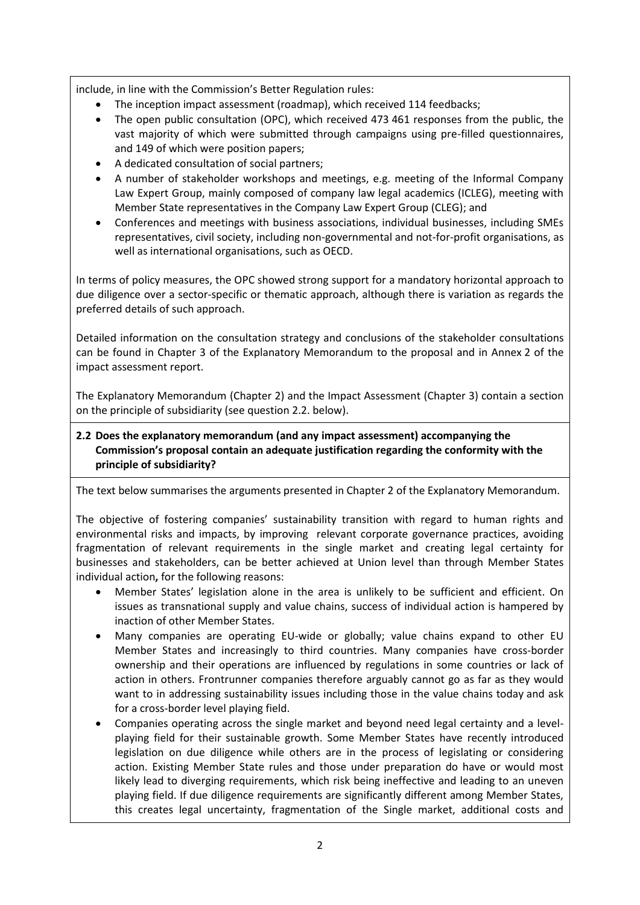include, in line with the Commission's Better Regulation rules:

- The inception impact assessment (roadmap), which received 114 feedbacks;
- The open public consultation (OPC), which received 473 461 responses from the public, the vast majority of which were submitted through campaigns using pre-filled questionnaires, and 149 of which were position papers;
- A dedicated consultation of social partners;
- A number of stakeholder workshops and meetings, e.g. meeting of the Informal Company Law Expert Group, mainly composed of company law legal academics (ICLEG), meeting with Member State representatives in the Company Law Expert Group (CLEG); and
- Conferences and meetings with business associations, individual businesses, including SMEs representatives, civil society, including non-governmental and not-for-profit organisations, as well as international organisations, such as OECD.

In terms of policy measures, the OPC showed strong support for a mandatory horizontal approach to due diligence over a sector-specific or thematic approach, although there is variation as regards the preferred details of such approach.

Detailed information on the consultation strategy and conclusions of the stakeholder consultations can be found in Chapter 3 of the Explanatory Memorandum to the proposal and in Annex 2 of the impact assessment report.

The Explanatory Memorandum (Chapter 2) and the Impact Assessment (Chapter 3) contain a section on the principle of subsidiarity (see question 2.2. below).

**2.2 Does the explanatory memorandum (and any impact assessment) accompanying the Commission's proposal contain an adequate justification regarding the conformity with the principle of subsidiarity?**

The text below summarises the arguments presented in Chapter 2 of the Explanatory Memorandum.

The objective of fostering companies' sustainability transition with regard to human rights and environmental risks and impacts, by improving relevant corporate governance practices, avoiding fragmentation of relevant requirements in the single market and creating legal certainty for businesses and stakeholders, can be better achieved at Union level than through Member States individual action**,** for the following reasons:

- Member States' legislation alone in the area is unlikely to be sufficient and efficient. On issues as transnational supply and value chains, success of individual action is hampered by inaction of other Member States.
- Many companies are operating EU-wide or globally; value chains expand to other EU Member States and increasingly to third countries. Many companies have cross-border ownership and their operations are influenced by regulations in some countries or lack of action in others. Frontrunner companies therefore arguably cannot go as far as they would want to in addressing sustainability issues including those in the value chains today and ask for a cross-border level playing field.
- Companies operating across the single market and beyond need legal certainty and a level-playing field for their sustainable growth. Some Member States have recently introduced legislation on due diligence while others are in the process of legislating or considering action. Existing Member State rules and those under preparation do have or would most likely lead to diverging requirements, which risk being ineffective and leading to an uneven playing field. If due diligence requirements are significantly different among Member States, this creates legal uncertainty, fragmentation of the Single market, additional costs and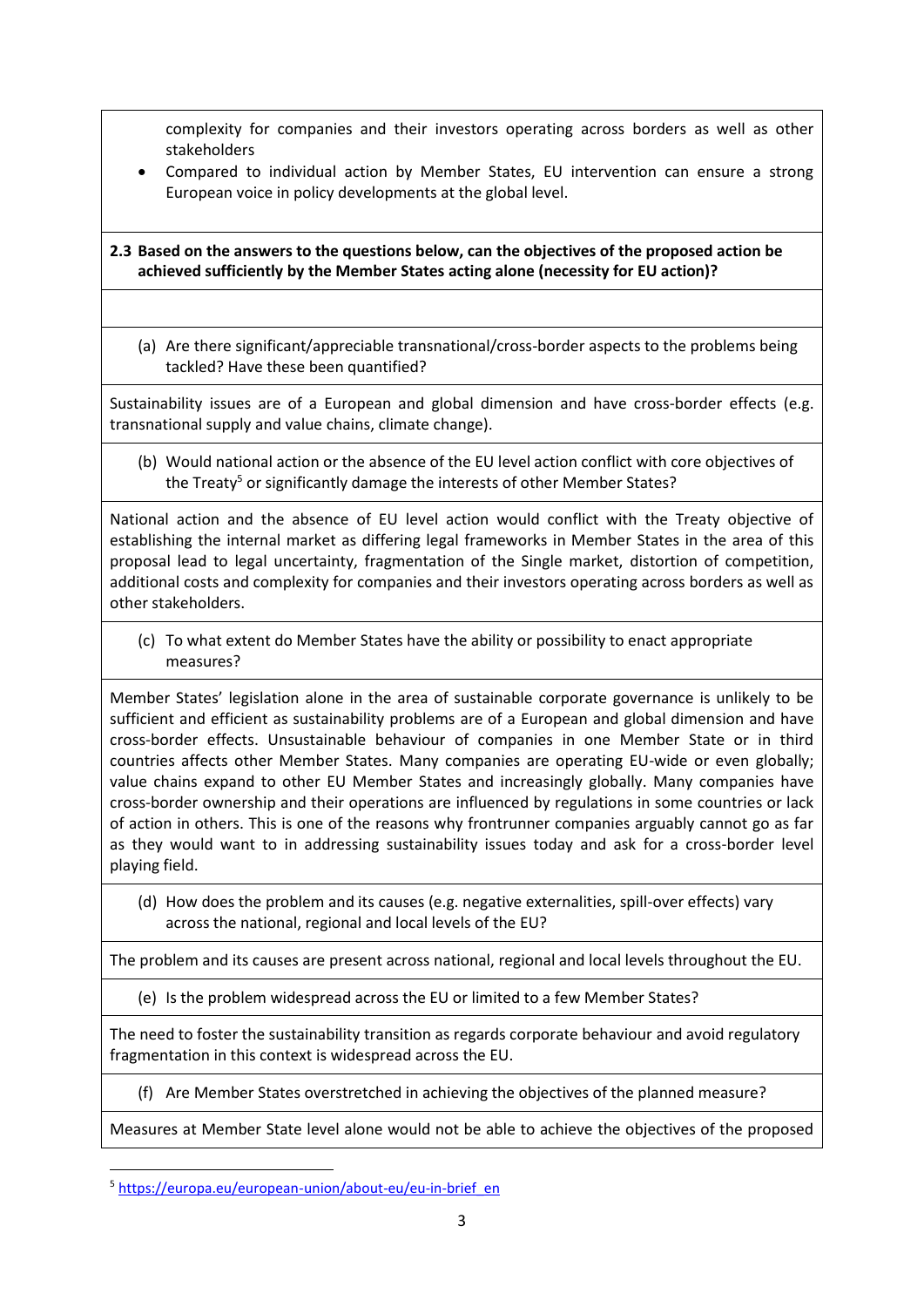complexity for companies and their investors operating across borders as well as other stakeholders

- Compared to individual action by Member States, EU intervention can ensure a strong European voice in policy developments at the global level.

**2.3 Based on the answers to the questions below, can the objectives of the proposed action be achieved sufficiently by the Member States acting alone (necessity for EU action)?**

(a) Are there significant/appreciable transnational/cross-border aspects to the problems being tackled? Have these been quantified?

Sustainability issues are of a European and global dimension and have cross-border effects (e.g. transnational supply and value chains, climate change).

(b) Would national action or the absence of the EU level action conflict with core objectives of the Treaty[5] or significantly damage the interests of other Member States?

National action and the absence of EU level action would conflict with the Treaty objective of establishing the internal market as differing legal frameworks in Member States in the area of this proposal lead to legal uncertainty, fragmentation of the Single market, distortion of competition, additional costs and complexity for companies and their investors operating across borders as well as other stakeholders.

(c) To what extent do Member States have the ability or possibility to enact appropriate measures?

Member States' legislation alone in the area of sustainable corporate governance is unlikely to be sufficient and efficient as sustainability problems are of a European and global dimension and have cross-border effects. Unsustainable behaviour of companies in one Member State or in third countries affects other Member States. Many companies are operating EU-wide or even globally; value chains expand to other EU Member States and increasingly globally. Many companies have cross-border ownership and their operations are influenced by regulations in some countries or lack of action in others. This is one of the reasons why frontrunner companies arguably cannot go as far as they would want to in addressing sustainability issues today and ask for a cross-border level playing field.

(d) How does the problem and its causes (e.g. negative externalities, spill-over effects) vary across the national, regional and local levels of the EU?

The problem and its causes are present across national, regional and local levels throughout the EU.

(e) Is the problem widespread across the EU or limited to a few Member States?

The need to foster the sustainability transition as regards corporate behaviour and avoid regulatory fragmentation in this context is widespread across the EU.

(f) Are Member States overstretched in achieving the objectives of the planned measure?

Measures at Member State level alone would not be able to achieve the objectives of the proposed

[5] https://europa.eu/european-union/about-eu/eu-in-brief_en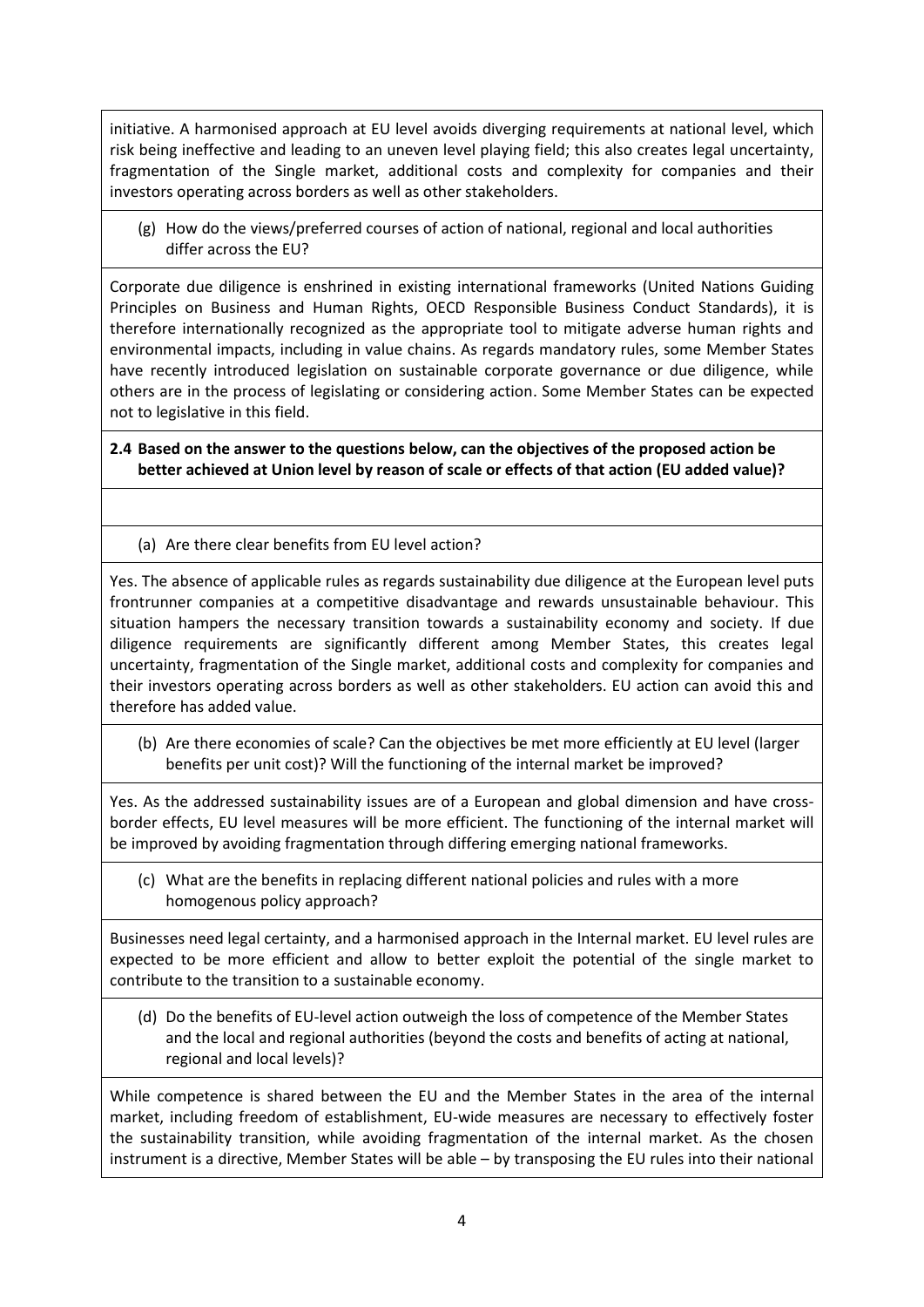initiative. A harmonised approach at EU level avoids diverging requirements at national level, which risk being ineffective and leading to an uneven level playing field; this also creates legal uncertainty, fragmentation of the Single market, additional costs and complexity for companies and their investors operating across borders as well as other stakeholders.

(g) How do the views/preferred courses of action of national, regional and local authorities differ across the EU?

Corporate due diligence is enshrined in existing international frameworks (United Nations Guiding Principles on Business and Human Rights, OECD Responsible Business Conduct Standards), it is therefore internationally recognized as the appropriate tool to mitigate adverse human rights and environmental impacts, including in value chains. As regards mandatory rules, some Member States have recently introduced legislation on sustainable corporate governance or due diligence, while others are in the process of legislating or considering action. Some Member States can be expected not to legislative in this field.

**2.4 Based on the answer to the questions below, can the objectives of the proposed action be better achieved at Union level by reason of scale or effects of that action (EU added value)?**

(a) Are there clear benefits from EU level action?

Yes. The absence of applicable rules as regards sustainability due diligence at the European level puts frontrunner companies at a competitive disadvantage and rewards unsustainable behaviour. This situation hampers the necessary transition towards a sustainability economy and society. If due diligence requirements are significantly different among Member States, this creates legal uncertainty, fragmentation of the Single market, additional costs and complexity for companies and their investors operating across borders as well as other stakeholders. EU action can avoid this and therefore has added value.

(b) Are there economies of scale? Can the objectives be met more efficiently at EU level (larger benefits per unit cost)? Will the functioning of the internal market be improved?

Yes. As the addressed sustainability issues are of a European and global dimension and have cross-border effects, EU level measures will be more efficient. The functioning of the internal market will be improved by avoiding fragmentation through differing emerging national frameworks.

(c) What are the benefits in replacing different national policies and rules with a more homogenous policy approach?

Businesses need legal certainty, and a harmonised approach in the Internal market. EU level rules are expected to be more efficient and allow to better exploit the potential of the single market to contribute to the transition to a sustainable economy.

(d) Do the benefits of EU-level action outweigh the loss of competence of the Member States and the local and regional authorities (beyond the costs and benefits of acting at national, regional and local levels)?

While competence is shared between the EU and the Member States in the area of the internal market, including freedom of establishment, EU-wide measures are necessary to effectively foster the sustainability transition, while avoiding fragmentation of the internal market. As the chosen instrument is a directive, Member States will be able – by transposing the EU rules into their national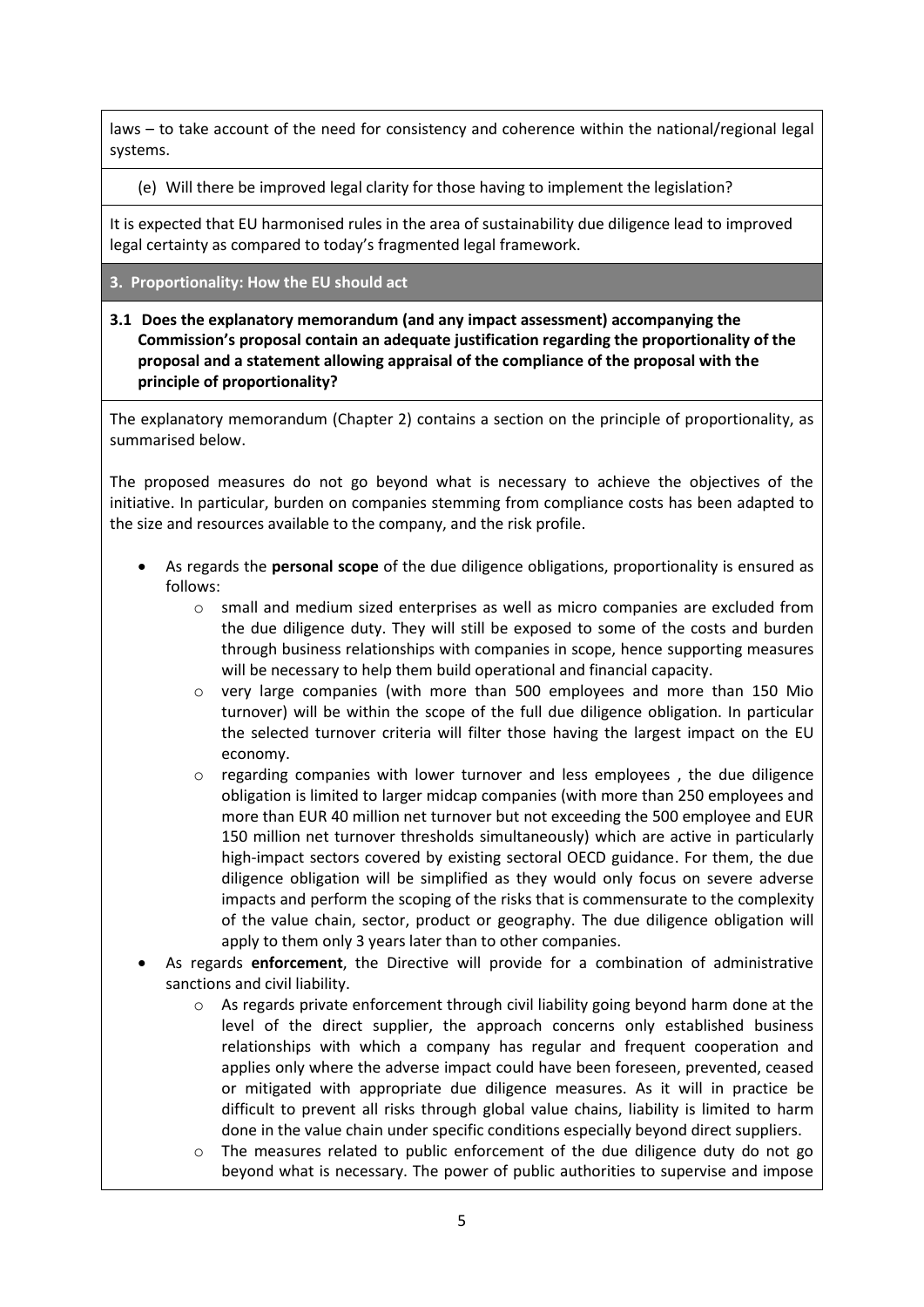laws – to take account of the need for consistency and coherence within the national/regional legal systems.

(e) Will there be improved legal clarity for those having to implement the legislation?

It is expected that EU harmonised rules in the area of sustainability due diligence lead to improved legal certainty as compared to today's fragmented legal framework.

## 3. Proportionality: How the EU should act

### 3.1 Does the explanatory memorandum (and any impact assessment) accompanying the Commission's proposal contain an adequate justification regarding the proportionality of the proposal and a statement allowing appraisal of the compliance of the proposal with the principle of proportionality?

The explanatory memorandum (Chapter 2) contains a section on the principle of proportionality, as summarised below.

The proposed measures do not go beyond what is necessary to achieve the objectives of the initiative. In particular, burden on companies stemming from compliance costs has been adapted to the size and resources available to the company, and the risk profile.

- As regards the **personal scope** of the due diligence obligations, proportionality is ensured as follows:
  - small and medium sized enterprises as well as micro companies are excluded from the due diligence duty. They will still be exposed to some of the costs and burden through business relationships with companies in scope, hence supporting measures will be necessary to help them build operational and financial capacity.
  - very large companies (with more than 500 employees and more than 150 Mio turnover) will be within the scope of the full due diligence obligation. In particular the selected turnover criteria will filter those having the largest impact on the EU economy.
  - regarding companies with lower turnover and less employees , the due diligence obligation is limited to larger midcap companies (with more than 250 employees and more than EUR 40 million net turnover but not exceeding the 500 employee and EUR 150 million net turnover thresholds simultaneously) which are active in particularly high-impact sectors covered by existing sectoral OECD guidance. For them, the due diligence obligation will be simplified as they would only focus on severe adverse impacts and perform the scoping of the risks that is commensurate to the complexity of the value chain, sector, product or geography. The due diligence obligation will apply to them only 3 years later than to other companies.
- As regards **enforcement**, the Directive will provide for a combination of administrative sanctions and civil liability.
  - As regards private enforcement through civil liability going beyond harm done at the level of the direct supplier, the approach concerns only established business relationships with which a company has regular and frequent cooperation and applies only where the adverse impact could have been foreseen, prevented, ceased or mitigated with appropriate due diligence measures. As it will in practice be difficult to prevent all risks through global value chains, liability is limited to harm done in the value chain under specific conditions especially beyond direct suppliers.
  - The measures related to public enforcement of the due diligence duty do not go beyond what is necessary. The power of public authorities to supervise and impose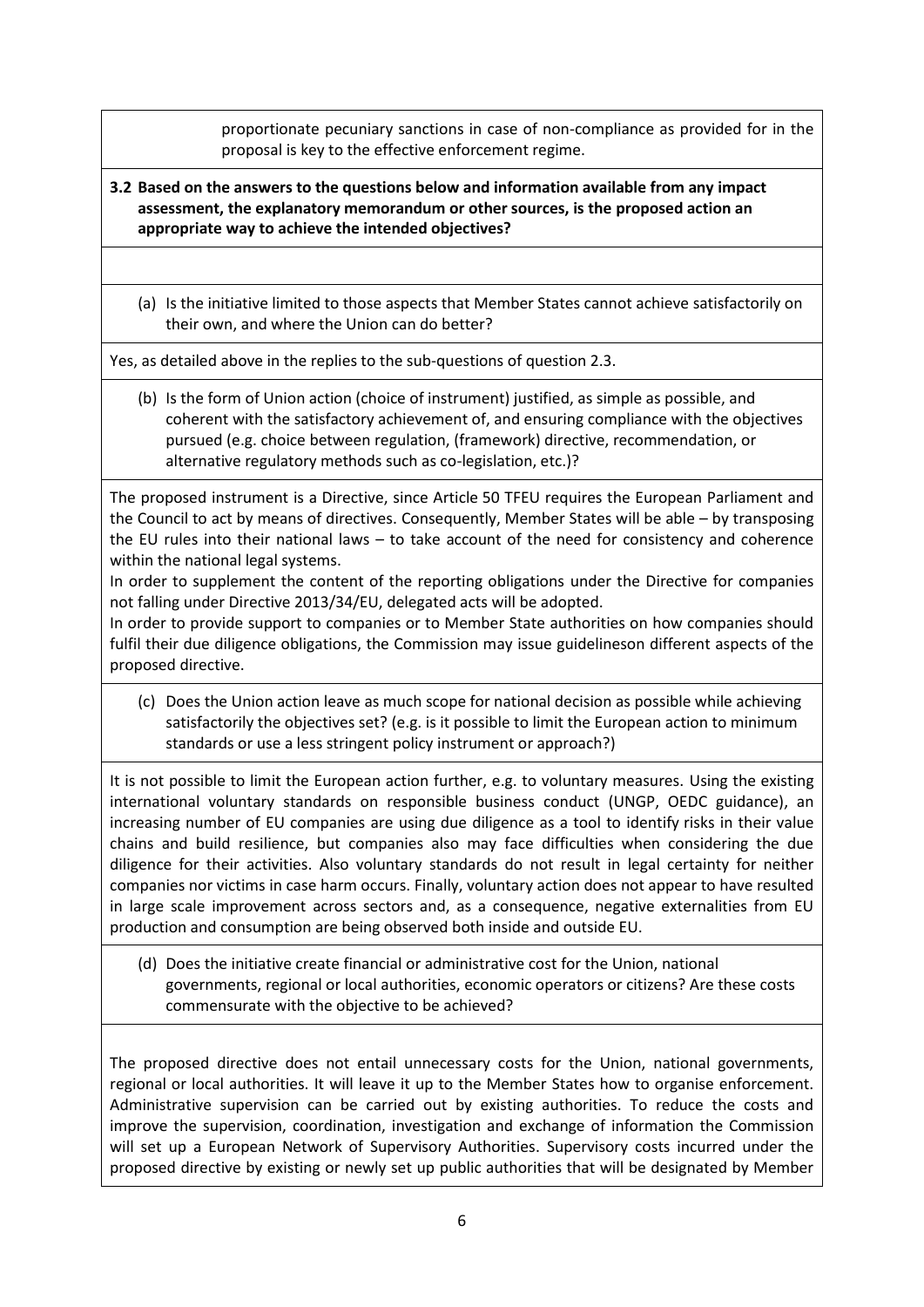proportionate pecuniary sanctions in case of non-compliance as provided for in the proposal is key to the effective enforcement regime.

**3.2 Based on the answers to the questions below and information available from any impact assessment, the explanatory memorandum or other sources, is the proposed action an appropriate way to achieve the intended objectives?**

(a) Is the initiative limited to those aspects that Member States cannot achieve satisfactorily on their own, and where the Union can do better?

Yes, as detailed above in the replies to the sub-questions of question 2.3.

(b) Is the form of Union action (choice of instrument) justified, as simple as possible, and coherent with the satisfactory achievement of, and ensuring compliance with the objectives pursued (e.g. choice between regulation, (framework) directive, recommendation, or alternative regulatory methods such as co-legislation, etc.)?

The proposed instrument is a Directive, since Article 50 TFEU requires the European Parliament and the Council to act by means of directives. Consequently, Member States will be able – by transposing the EU rules into their national laws – to take account of the need for consistency and coherence within the national legal systems.

In order to supplement the content of the reporting obligations under the Directive for companies not falling under Directive 2013/34/EU, delegated acts will be adopted.

In order to provide support to companies or to Member State authorities on how companies should fulfil their due diligence obligations, the Commission may issue guidelineson different aspects of the proposed directive.

(c) Does the Union action leave as much scope for national decision as possible while achieving satisfactorily the objectives set? (e.g. is it possible to limit the European action to minimum standards or use a less stringent policy instrument or approach?)

It is not possible to limit the European action further, e.g. to voluntary measures. Using the existing international voluntary standards on responsible business conduct (UNGP, OEDC guidance), an increasing number of EU companies are using due diligence as a tool to identify risks in their value chains and build resilience, but companies also may face difficulties when considering the due diligence for their activities. Also voluntary standards do not result in legal certainty for neither companies nor victims in case harm occurs. Finally, voluntary action does not appear to have resulted in large scale improvement across sectors and, as a consequence, negative externalities from EU production and consumption are being observed both inside and outside EU.

(d) Does the initiative create financial or administrative cost for the Union, national governments, regional or local authorities, economic operators or citizens? Are these costs commensurate with the objective to be achieved?

The proposed directive does not entail unnecessary costs for the Union, national governments, regional or local authorities. It will leave it up to the Member States how to organise enforcement. Administrative supervision can be carried out by existing authorities. To reduce the costs and improve the supervision, coordination, investigation and exchange of information the Commission will set up a European Network of Supervisory Authorities. Supervisory costs incurred under the proposed directive by existing or newly set up public authorities that will be designated by Member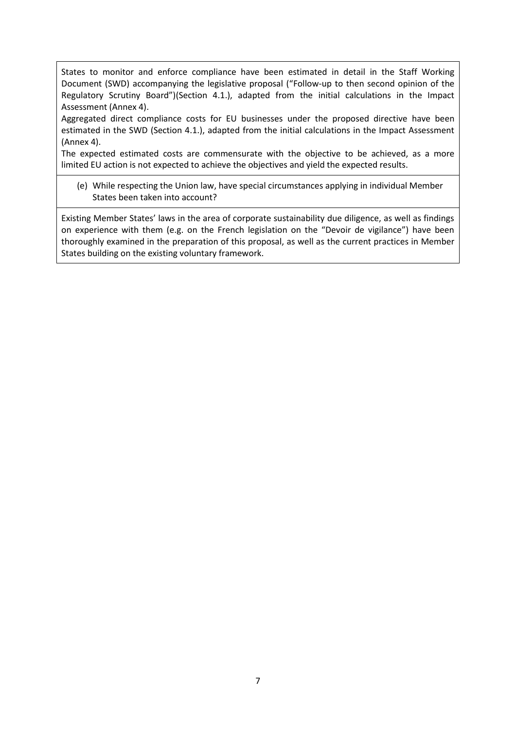States to monitor and enforce compliance have been estimated in detail in the Staff Working Document (SWD) accompanying the legislative proposal ("Follow-up to then second opinion of the Regulatory Scrutiny Board")(Section 4.1.), adapted from the initial calculations in the Impact Assessment (Annex 4).

Aggregated direct compliance costs for EU businesses under the proposed directive have been estimated in the SWD (Section 4.1.), adapted from the initial calculations in the Impact Assessment (Annex 4).

The expected estimated costs are commensurate with the objective to be achieved, as a more limited EU action is not expected to achieve the objectives and yield the expected results.

(e) While respecting the Union law, have special circumstances applying in individual Member States been taken into account?

Existing Member States' laws in the area of corporate sustainability due diligence, as well as findings on experience with them (e.g. on the French legislation on the "Devoir de vigilance") have been thoroughly examined in the preparation of this proposal, as well as the current practices in Member States building on the existing voluntary framework.